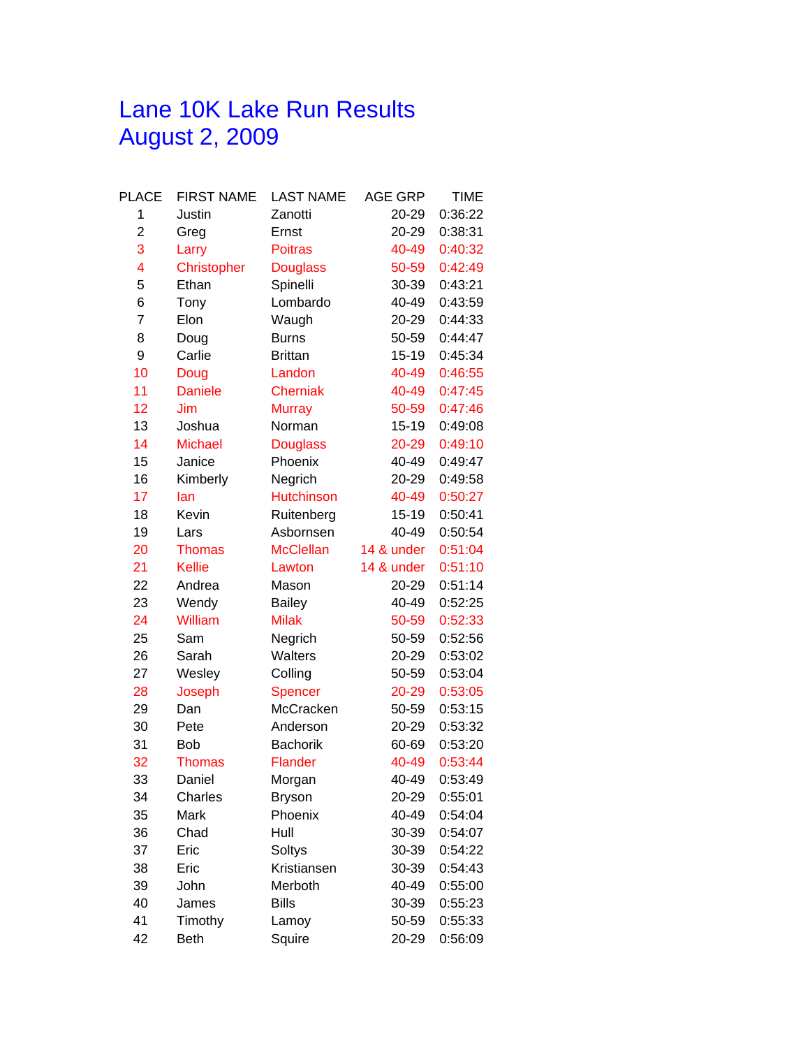# Lane 10K Lake Run Results
# August 2, 2009

| PLACE | FIRST NAME | LAST NAME | AGE GRP | TIME |
|---|---|---|---|---|
| 1 | Justin | Zanotti | 20-29 | 0:36:22 |
| 2 | Greg | Ernst | 20-29 | 0:38:31 |
| 3 | Larry | Poitras | 40-49 | 0:40:32 |
| 4 | Christopher | Douglass | 50-59 | 0:42:49 |
| 5 | Ethan | Spinelli | 30-39 | 0:43:21 |
| 6 | Tony | Lombardo | 40-49 | 0:43:59 |
| 7 | Elon | Waugh | 20-29 | 0:44:33 |
| 8 | Doug | Burns | 50-59 | 0:44:47 |
| 9 | Carlie | Brittan | 15-19 | 0:45:34 |
| 10 | Doug | Landon | 40-49 | 0:46:55 |
| 11 | Daniele | Cherniak | 40-49 | 0:47:45 |
| 12 | Jim | Murray | 50-59 | 0:47:46 |
| 13 | Joshua | Norman | 15-19 | 0:49:08 |
| 14 | Michael | Douglass | 20-29 | 0:49:10 |
| 15 | Janice | Phoenix | 40-49 | 0:49:47 |
| 16 | Kimberly | Negrich | 20-29 | 0:49:58 |
| 17 | Ian | Hutchinson | 40-49 | 0:50:27 |
| 18 | Kevin | Ruitenberg | 15-19 | 0:50:41 |
| 19 | Lars | Asbornsen | 40-49 | 0:50:54 |
| 20 | Thomas | McClellan | 14 & under | 0:51:04 |
| 21 | Kellie | Lawton | 14 & under | 0:51:10 |
| 22 | Andrea | Mason | 20-29 | 0:51:14 |
| 23 | Wendy | Bailey | 40-49 | 0:52:25 |
| 24 | William | Milak | 50-59 | 0:52:33 |
| 25 | Sam | Negrich | 50-59 | 0:52:56 |
| 26 | Sarah | Walters | 20-29 | 0:53:02 |
| 27 | Wesley | Colling | 50-59 | 0:53:04 |
| 28 | Joseph | Spencer | 20-29 | 0:53:05 |
| 29 | Dan | McCracken | 50-59 | 0:53:15 |
| 30 | Pete | Anderson | 20-29 | 0:53:32 |
| 31 | Bob | Bachorik | 60-69 | 0:53:20 |
| 32 | Thomas | Flander | 40-49 | 0:53:44 |
| 33 | Daniel | Morgan | 40-49 | 0:53:49 |
| 34 | Charles | Bryson | 20-29 | 0:55:01 |
| 35 | Mark | Phoenix | 40-49 | 0:54:04 |
| 36 | Chad | Hull | 30-39 | 0:54:07 |
| 37 | Eric | Soltys | 30-39 | 0:54:22 |
| 38 | Eric | Kristiansen | 30-39 | 0:54:43 |
| 39 | John | Merboth | 40-49 | 0:55:00 |
| 40 | James | Bills | 30-39 | 0:55:23 |
| 41 | Timothy | Lamoy | 50-59 | 0:55:33 |
| 42 | Beth | Squire | 20-29 | 0:56:09 |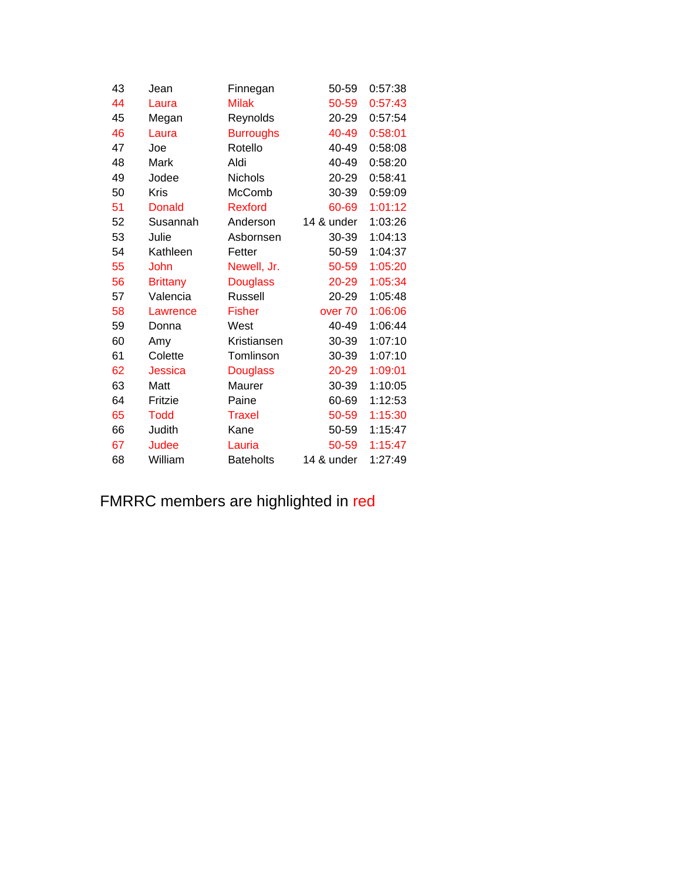| | | | | |
|---|---|---|---|---|
| 43 | Jean | Finnegan | 50-59 | 0:57:38 |
| 44 | Laura | Milak | 50-59 | 0:57:43 |
| 45 | Megan | Reynolds | 20-29 | 0:57:54 |
| 46 | Laura | Burroughs | 40-49 | 0:58:01 |
| 47 | Joe | Rotello | 40-49 | 0:58:08 |
| 48 | Mark | Aldi | 40-49 | 0:58:20 |
| 49 | Jodee | Nichols | 20-29 | 0:58:41 |
| 50 | Kris | McComb | 30-39 | 0:59:09 |
| 51 | Donald | Rexford | 60-69 | 1:01:12 |
| 52 | Susannah | Anderson | 14 & under | 1:03:26 |
| 53 | Julie | Asbornsen | 30-39 | 1:04:13 |
| 54 | Kathleen | Fetter | 50-59 | 1:04:37 |
| 55 | John | Newell, Jr. | 50-59 | 1:05:20 |
| 56 | Brittany | Douglass | 20-29 | 1:05:34 |
| 57 | Valencia | Russell | 20-29 | 1:05:48 |
| 58 | Lawrence | Fisher | over 70 | 1:06:06 |
| 59 | Donna | West | 40-49 | 1:06:44 |
| 60 | Amy | Kristiansen | 30-39 | 1:07:10 |
| 61 | Colette | Tomlinson | 30-39 | 1:07:10 |
| 62 | Jessica | Douglass | 20-29 | 1:09:01 |
| 63 | Matt | Maurer | 30-39 | 1:10:05 |
| 64 | Fritzie | Paine | 60-69 | 1:12:53 |
| 65 | Todd | Traxel | 50-59 | 1:15:30 |
| 66 | Judith | Kane | 50-59 | 1:15:47 |
| 67 | Judee | Lauria | 50-59 | 1:15:47 |
| 68 | William | Bateholts | 14 & under | 1:27:49 |

FMRRC members are highlighted in red